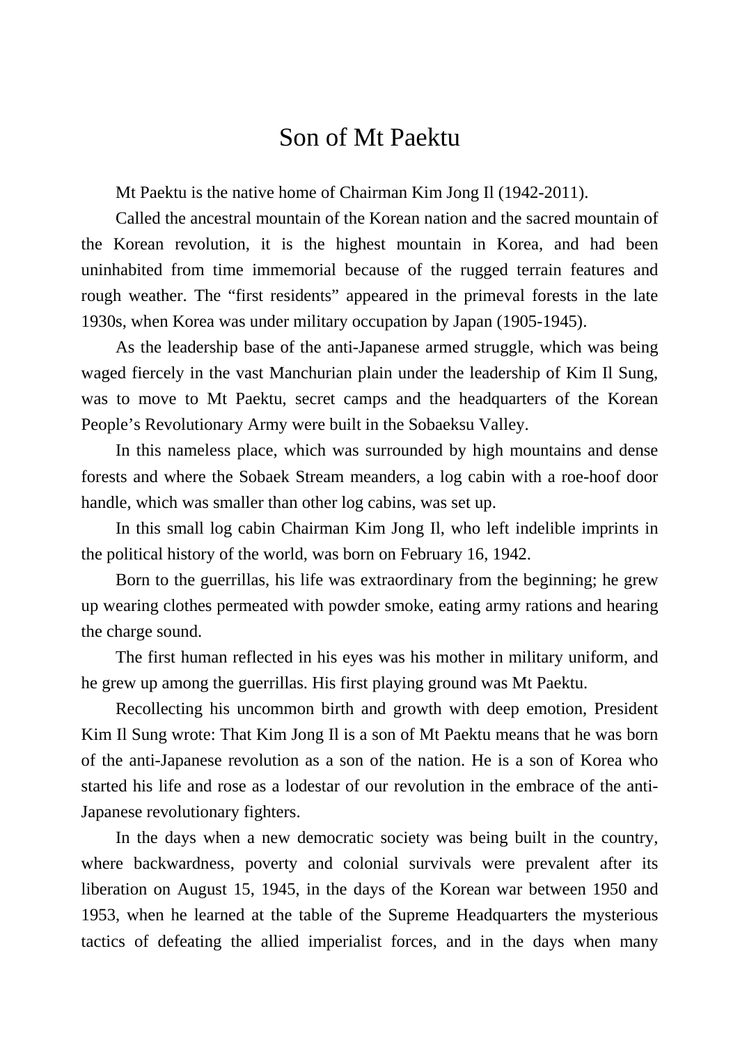# Son of Mt Paektu

Mt Paektu is the native home of Chairman Kim Jong Il (1942-2011).

Called the ancestral mountain of the Korean nation and the sacred mountain of the Korean revolution, it is the highest mountain in Korea, and had been uninhabited from time immemorial because of the rugged terrain features and rough weather. The "first residents" appeared in the primeval forests in the late 1930s, when Korea was under military occupation by Japan (1905-1945).

As the leadership base of the anti-Japanese armed struggle, which was being waged fiercely in the vast Manchurian plain under the leadership of Kim Il Sung, was to move to Mt Paektu, secret camps and the headquarters of the Korean People's Revolutionary Army were built in the Sobaeksu Valley.

In this nameless place, which was surrounded by high mountains and dense forests and where the Sobaek Stream meanders, a log cabin with a roe-hoof door handle, which was smaller than other log cabins, was set up.

In this small log cabin Chairman Kim Jong Il, who left indelible imprints in the political history of the world, was born on February 16, 1942.

Born to the guerrillas, his life was extraordinary from the beginning; he grew up wearing clothes permeated with powder smoke, eating army rations and hearing the charge sound.

The first human reflected in his eyes was his mother in military uniform, and he grew up among the guerrillas. His first playing ground was Mt Paektu.

Recollecting his uncommon birth and growth with deep emotion, President Kim Il Sung wrote: That Kim Jong Il is a son of Mt Paektu means that he was born of the anti-Japanese revolution as a son of the nation. He is a son of Korea who started his life and rose as a lodestar of our revolution in the embrace of the anti-Japanese revolutionary fighters.

In the days when a new democratic society was being built in the country, where backwardness, poverty and colonial survivals were prevalent after its liberation on August 15, 1945, in the days of the Korean war between 1950 and 1953, when he learned at the table of the Supreme Headquarters the mysterious tactics of defeating the allied imperialist forces, and in the days when many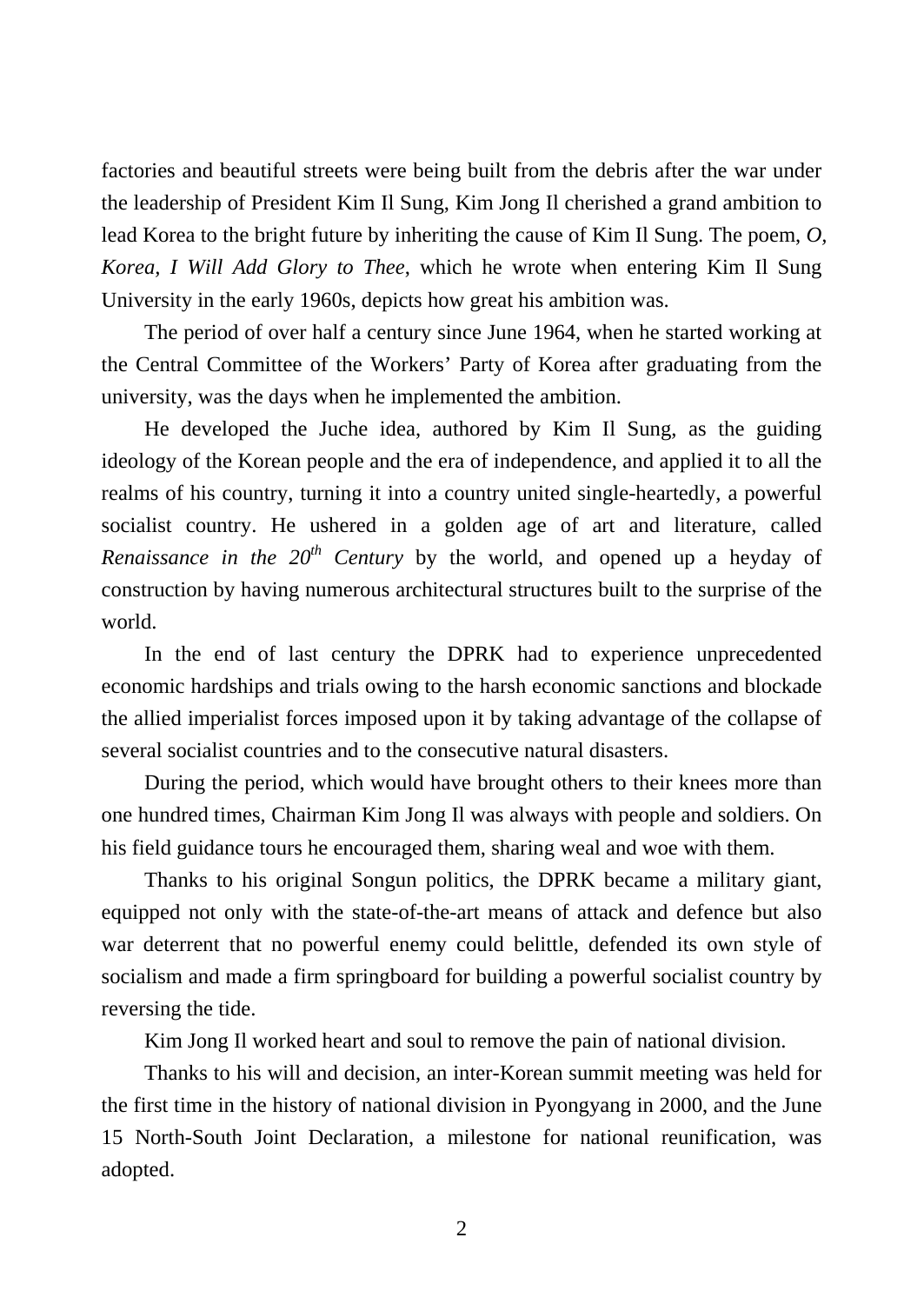factories and beautiful streets were being built from the debris after the war under the leadership of President Kim Il Sung, Kim Jong Il cherished a grand ambition to lead Korea to the bright future by inheriting the cause of Kim Il Sung. The poem, *O, Korea, I Will Add Glory to Thee*, which he wrote when entering Kim Il Sung University in the early 1960s, depicts how great his ambition was.

The period of over half a century since June 1964, when he started working at the Central Committee of the Workers' Party of Korea after graduating from the university, was the days when he implemented the ambition.

He developed the Juche idea, authored by Kim Il Sung, as the guiding ideology of the Korean people and the era of independence, and applied it to all the realms of his country, turning it into a country united single-heartedly, a powerful socialist country. He ushered in a golden age of art and literature, called *Renaissance in the 20th Century* by the world, and opened up a heyday of construction by having numerous architectural structures built to the surprise of the world.

In the end of last century the DPRK had to experience unprecedented economic hardships and trials owing to the harsh economic sanctions and blockade the allied imperialist forces imposed upon it by taking advantage of the collapse of several socialist countries and to the consecutive natural disasters.

During the period, which would have brought others to their knees more than one hundred times, Chairman Kim Jong Il was always with people and soldiers. On his field guidance tours he encouraged them, sharing weal and woe with them.

Thanks to his original Songun politics, the DPRK became a military giant, equipped not only with the state-of-the-art means of attack and defence but also war deterrent that no powerful enemy could belittle, defended its own style of socialism and made a firm springboard for building a powerful socialist country by reversing the tide.

Kim Jong Il worked heart and soul to remove the pain of national division.

Thanks to his will and decision, an inter-Korean summit meeting was held for the first time in the history of national division in Pyongyang in 2000, and the June 15 North-South Joint Declaration, a milestone for national reunification, was adopted.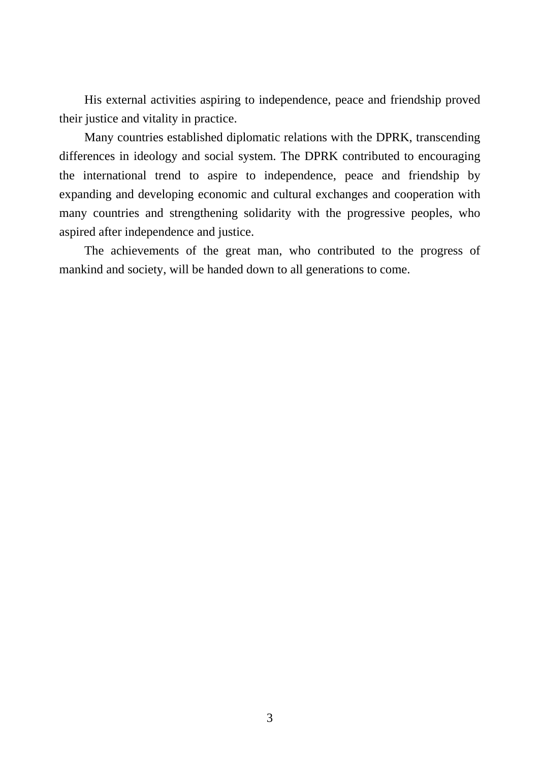His external activities aspiring to independence, peace and friendship proved their justice and vitality in practice.

Many countries established diplomatic relations with the DPRK, transcending differences in ideology and social system. The DPRK contributed to encouraging the international trend to aspire to independence, peace and friendship by expanding and developing economic and cultural exchanges and cooperation with many countries and strengthening solidarity with the progressive peoples, who aspired after independence and justice.

The achievements of the great man, who contributed to the progress of mankind and society, will be handed down to all generations to come.